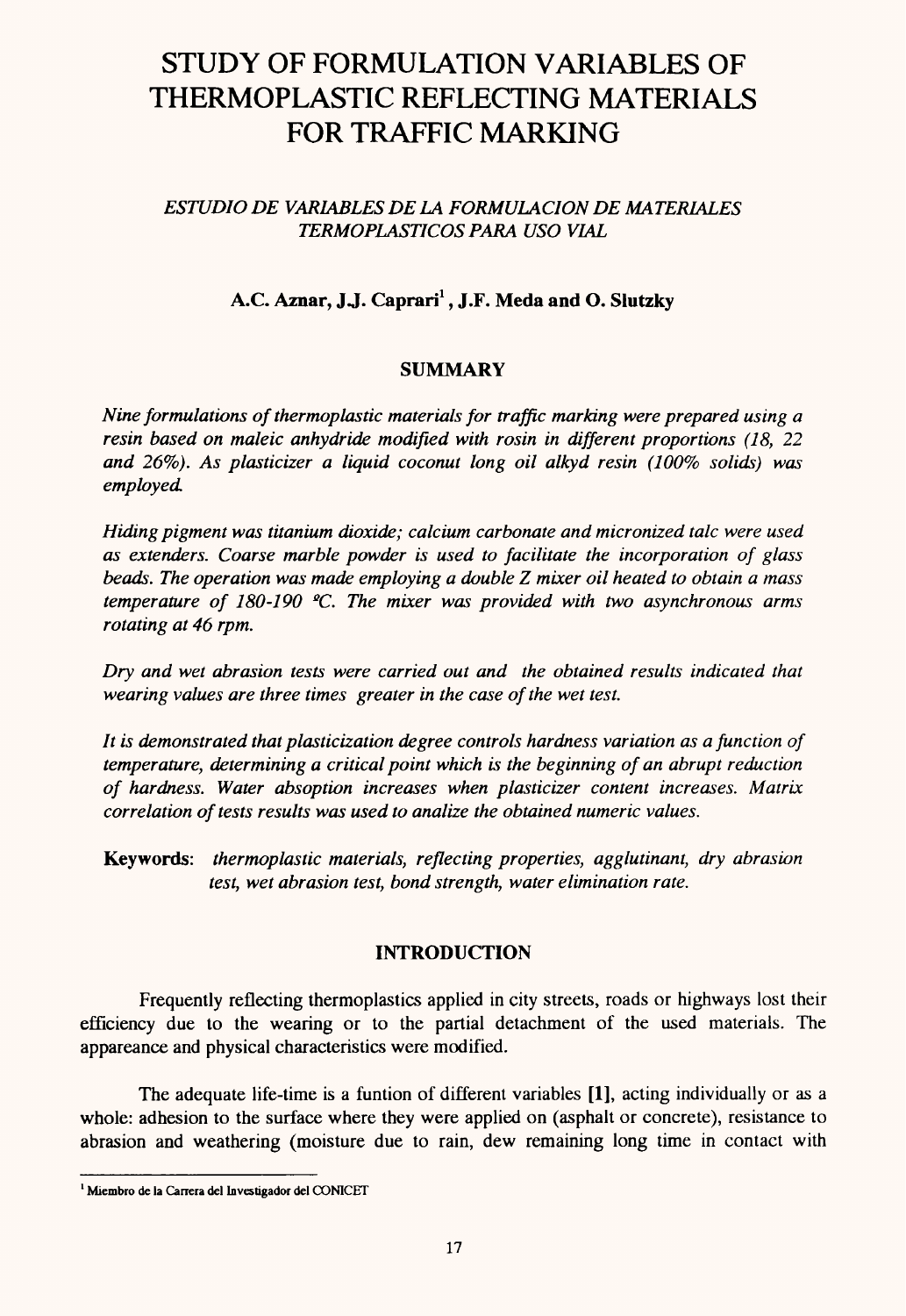# STUDY OF FORMULATION VARIABLES OF THERMOPLASTIC REFLECTING MATERIALS FOR TRAFFIC MARKING

*ESTUDIO DE VARIABLES DE LA FORMULACION DE MATERIALES TERMOPLASTICOS PARA USO VIAL*

**A.C. Aznar, J.J. Caprari[1], J.F. Meda and O. Slutzky**

## SUMMARY

*Nine formulations of thermoplastic materials for traffic marking were prepared using a resin based on maleic anhydride modified with rosin in different proportions (18, 22 and 26%). As plasticizer a liquid coconut long oil alkyd resin (100% solids) was employed.*

*Hiding pigment was titanium dioxide; calcium carbonate and micronized talc were used as extenders. Coarse marble powder is used to facilitate the incorporation of glass beads. The operation was made employing a double Z mixer oil heated to obtain a mass temperature of 180-190 ºC. The mixer was provided with two asynchronous arms rotating at 46 rpm.*

*Dry and wet abrasion tests were carried out and the obtained results indicated that wearing values are three times greater in the case of the wet test.*

*It is demonstrated that plasticization degree controls hardness variation as a function of temperature, determining a critical point which is the beginning of an abrupt reduction of hardness. Water absoption increases when plasticizer content increases. Matrix correlation of tests results was used to analize the obtained numeric values.*

**Keywords**: *thermoplastic materials, reflecting properties, agglutinant, dry abrasion test, wet abrasion test, bond strength, water elimination rate.*

## INTRODUCTION

Frequently reflecting thermoplastics applied in city streets, roads or highways lost their efficiency due to the wearing or to the partial detachment of the used materials. The appareance and physical characteristics were modified.

The adequate life-time is a funtion of different variables **[1]**, acting individually or as a whole: adhesion to the surface where they were applied on (asphalt or concrete), resistance to abrasion and weathering (moisture due to rain, dew remaining long time in contact with

[1] Miembro de la Carrera del Investigador del CONICET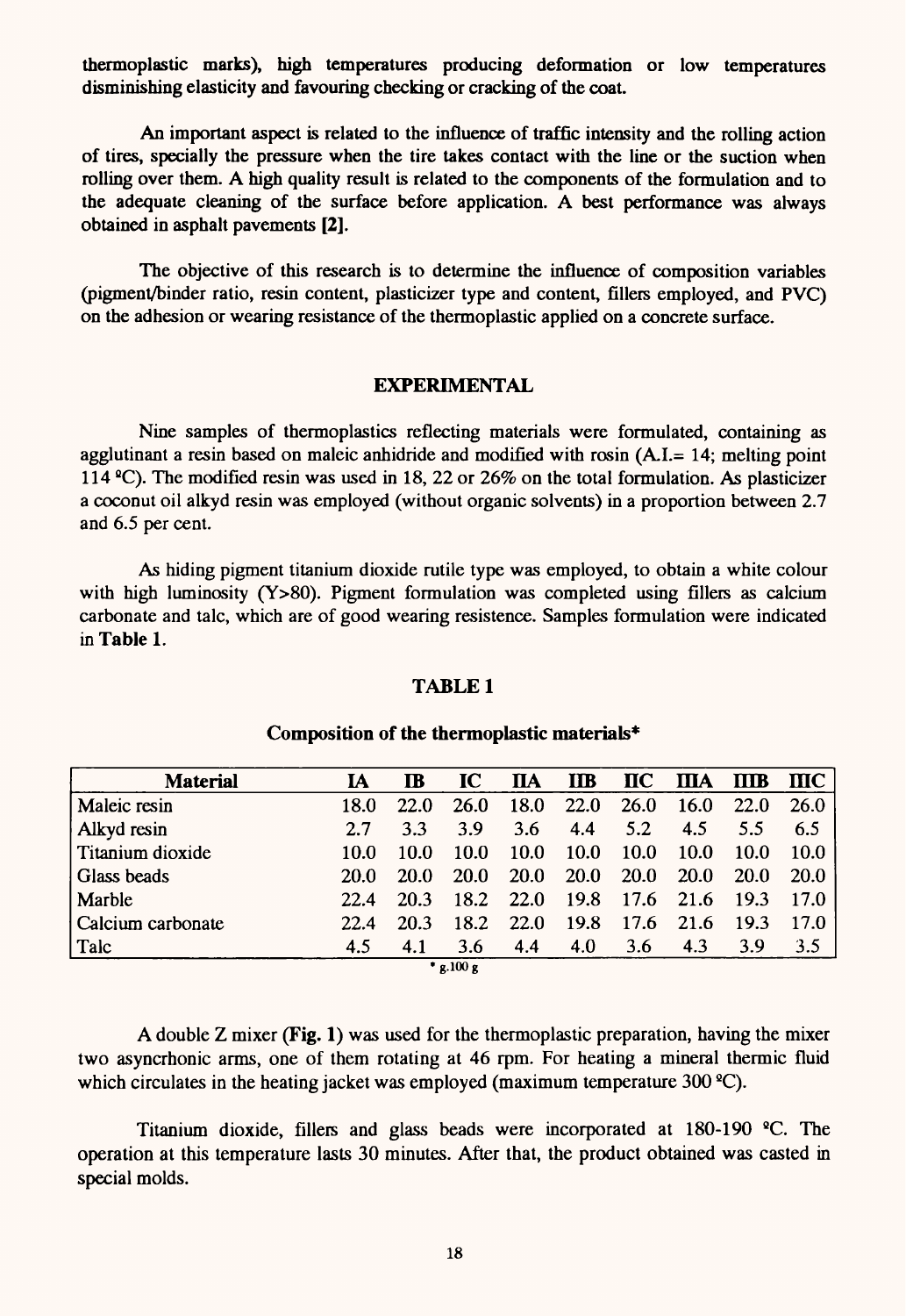thermoplastic marks), high temperatures producing deformation or low temperatures disminishing elasticity and favouring checking or cracking of the coat.

An important aspect is related to the influence of traffic intensity and the rolling action of tires, specially the pressure when the tire takes contact with the line or the suction when rolling over them. A high quality result is related to the components of the formulation and to the adequate cleaning of the surface before application. A best performance was always obtained in asphalt pavements **[2]**.

The objective of this research is to determine the influence of composition variables (pigment/binder ratio, resin content, plasticizer type and content, fillers employed, and PVC) on the adhesion or wearing resistance of the thermoplastic applied on a concrete surface.

## EXPERIMENTAL

Nine samples of thermoplastics reflecting materials were formulated, containing as agglutinant a resin based on maleic anhidride and modified with rosin (A.I.= 14; melting point 114 ºC). The modified resin was used in 18, 22 or 26% on the total formulation. As plasticizer a coconut oil alkyd resin was employed (without organic solvents) in a proportion between 2.7 and 6.5 per cent.

As hiding pigment titanium dioxide rutile type was employed, to obtain a white colour with high luminosity (Y>80). Pigment formulation was completed using fillers as calcium carbonate and talc, which are of good wearing resistence. Samples formulation were indicated in **Table 1**.

**TABLE 1**

**Composition of the thermoplastic materials***

| Material | IA | IB | IC | IIA | IIB | IIC | IIIA | IIIB | IIIC |
|---|---|---|---|---|---|---|---|---|---|
| Maleic resin | 18.0 | 22.0 | 26.0 | 18.0 | 22.0 | 26.0 | 16.0 | 22.0 | 26.0 |
| Alkyd resin | 2.7 | 3.3 | 3.9 | 3.6 | 4.4 | 5.2 | 4.5 | 5.5 | 6.5 |
| Titanium dioxide | 10.0 | 10.0 | 10.0 | 10.0 | 10.0 | 10.0 | 10.0 | 10.0 | 10.0 |
| Glass beads | 20.0 | 20.0 | 20.0 | 20.0 | 20.0 | 20.0 | 20.0 | 20.0 | 20.0 |
| Marble | 22.4 | 20.3 | 18.2 | 22.0 | 19.8 | 17.6 | 21.6 | 19.3 | 17.0 |
| Calcium carbonate | 22.4 | 20.3 | 18.2 | 22.0 | 19.8 | 17.6 | 21.6 | 19.3 | 17.0 |
| Talc | 4.5 | 4.1 | 3.6 | 4.4 | 4.0 | 3.6 | 4.3 | 3.9 | 3.5 |

\* g.100 g

A double Z mixer (**Fig. 1**) was used for the thermoplastic preparation, having the mixer two asyncrhonic arms, one of them rotating at 46 rpm. For heating a mineral thermic fluid which circulates in the heating jacket was employed (maximum temperature 300 ºC).

Titanium dioxide, fillers and glass beads were incorporated at 180-190 ºC. The operation at this temperature lasts 30 minutes. After that, the product obtained was casted in special molds.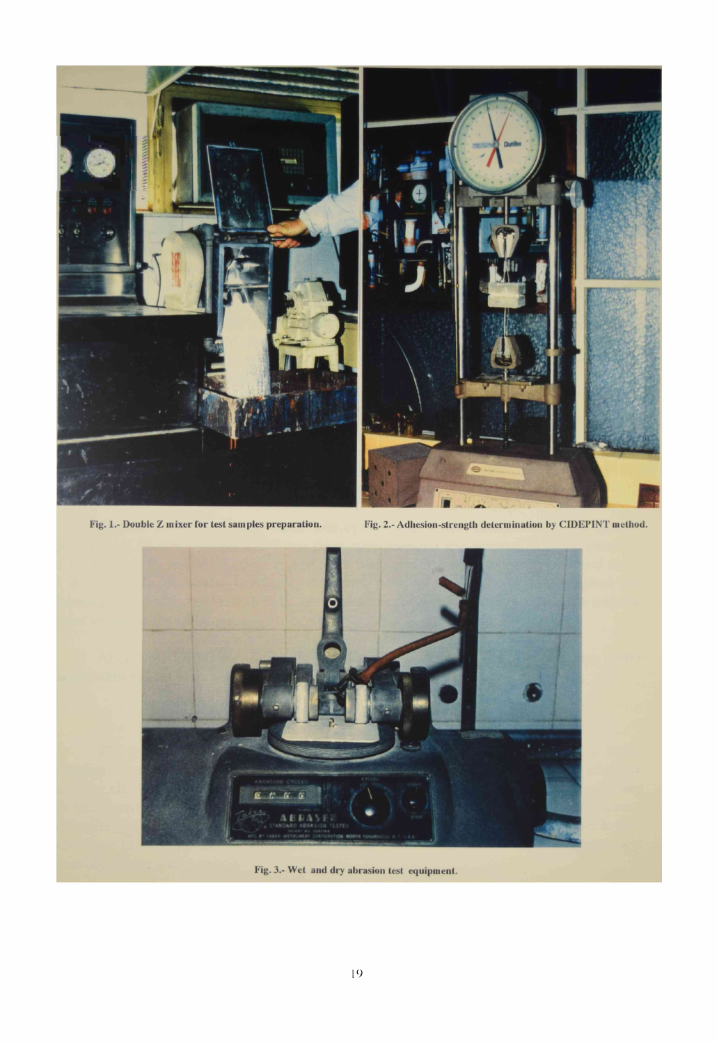Fig. 1.- Double Z mixer for test samples preparation.

Fig. 2.- Adhesion-strength determination by CIDEPINT method.

Fig. 3.- Wet and dry abrasion test equipment.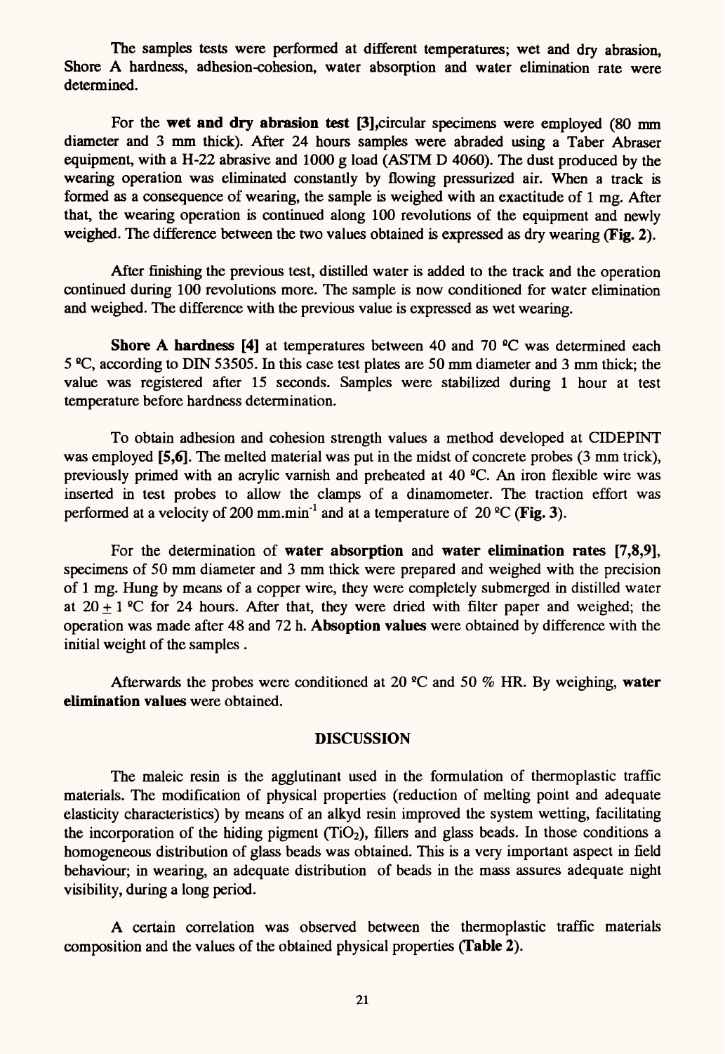The samples tests were performed at different temperatures; wet and dry abrasion, Shore A hardness, adhesion-cohesion, water absorption and water elimination rate were determined.

For the **wet and dry abrasion test [3]**,circular specimens were employed (80 mm diameter and 3 mm thick). After 24 hours samples were abraded using a Taber Abraser equipment, with a H-22 abrasive and 1000 g load (ASTM D 4060). The dust produced by the wearing operation was eliminated constantly by flowing pressurized air. When a track is formed as a consequence of wearing, the sample is weighed with an exactitude of 1 mg. After that, the wearing operation is continued along 100 revolutions of the equipment and newly weighed. The difference between the two values obtained is expressed as dry wearing **(Fig. 2)**.

After finishing the previous test, distilled water is added to the track and the operation continued during 100 revolutions more. The sample is now conditioned for water elimination and weighed. The difference with the previous value is expressed as wet wearing.

**Shore A hardness [4]** at temperatures between 40 and 70 ºC was determined each 5 ºC, according to DIN 53505. In this case test plates are 50 mm diameter and 3 mm thick; the value was registered after 15 seconds. Samples were stabilized during 1 hour at test temperature before hardness determination.

To obtain adhesion and cohesion strength values a method developed at CIDEPINT was employed **[5,6]**. The melted material was put in the midst of concrete probes (3 mm trick), previously primed with an acrylic varnish and preheated at 40 ºC. An iron flexible wire was inserted in test probes to allow the clamps of a dinamometer. The traction effort was performed at a velocity of 200 $mm.min^{-1}$ and at a temperature of 20 ºC **(Fig. 3)**.

For the determination of **water absorption** and **water elimination rates [7,8,9]**, specimens of 50 mm diameter and 3 mm thick were prepared and weighed with the precision of 1 mg. Hung by means of a copper wire, they were completely submerged in distilled water at $20 \pm 1$ ºC for 24 hours. After that, they were dried with filter paper and weighed; the operation was made after 48 and 72 h. **Absoption values** were obtained by difference with the initial weight of the samples .

Afterwards the probes were conditioned at 20 ºC and 50 % HR. By weighing, **water elimination values** were obtained.

## DISCUSSION

The maleic resin is the agglutinant used in the formulation of thermoplastic traffic materials. The modification of physical properties (reduction of melting point and adequate elasticity characteristics) by means of an alkyd resin improved the system wetting, facilitating the incorporation of the hiding pigment ($TiO_2$), fillers and glass beads. In those conditions a homogeneous distribution of glass beads was obtained. This is a very important aspect in field behaviour; in wearing, an adequate distribution of beads in the mass assures adequate night visibility, during a long period.

A certain correlation was observed between the thermoplastic traffic materials composition and the values of the obtained physical properties **(Table 2)**.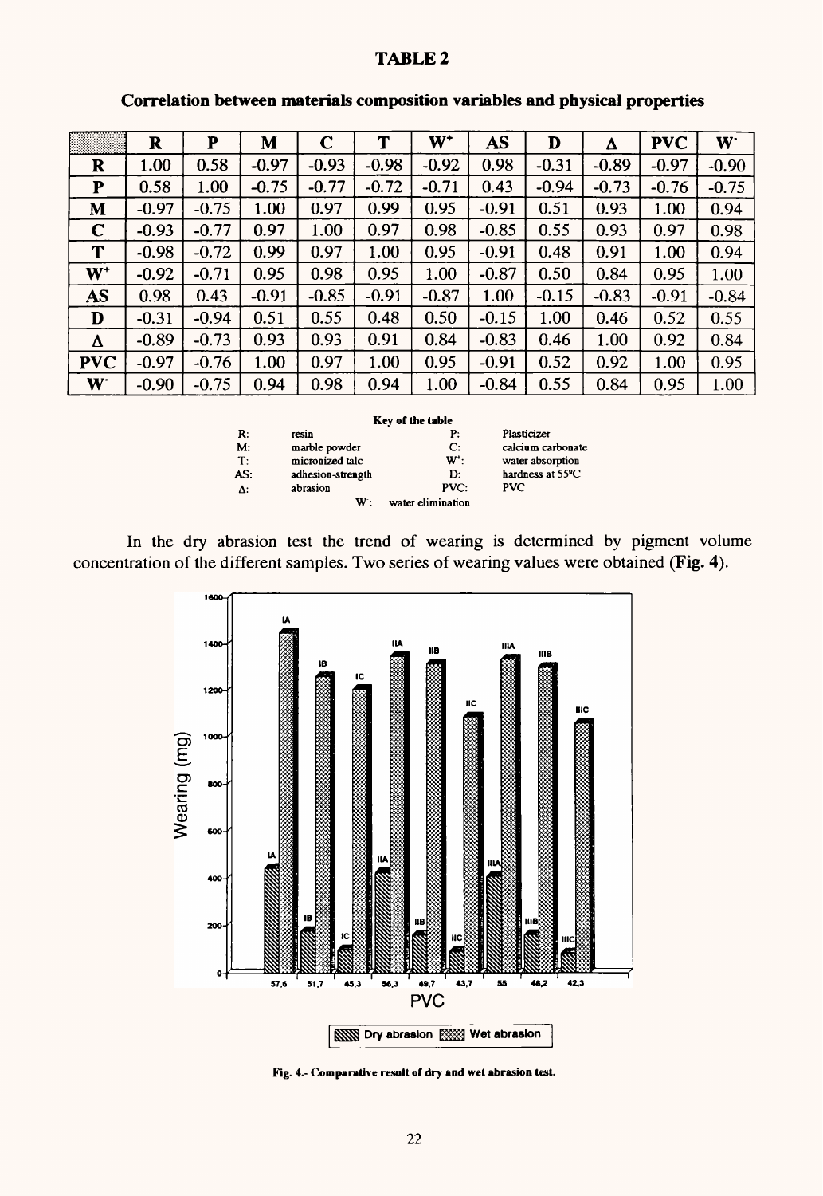**TABLE 2**

**Correlation between materials composition variables and physical properties**

| | R | P | M | C | T | $W^+$ | AS | D | $\Delta$ | PVC | $W^-$ |
|---|---|---|---|---|---|---|---|---|---|---|---|
| **R** | 1.00 | 0.58 | -0.97 | -0.93 | -0.98 | -0.92 | 0.98 | -0.31 | -0.89 | -0.97 | -0.90 |
| **P** | 0.58 | 1.00 | -0.75 | -0.77 | -0.72 | -0.71 | 0.43 | -0.94 | -0.73 | -0.76 | -0.75 |
| **M** | -0.97 | -0.75 | 1.00 | 0.97 | 0.99 | 0.95 | -0.91 | 0.51 | 0.93 | 1.00 | 0.94 |
| **C** | -0.93 | -0.77 | 0.97 | 1.00 | 0.97 | 0.98 | -0.85 | 0.55 | 0.93 | 0.97 | 0.98 |
| **T** | -0.98 | -0.72 | 0.99 | 0.97 | 1.00 | 0.95 | -0.91 | 0.48 | 0.91 | 1.00 | 0.94 |
| **$W^+$** | -0.92 | -0.71 | 0.95 | 0.98 | 0.95 | 1.00 | -0.87 | 0.50 | 0.84 | 0.95 | 1.00 |
| **AS** | 0.98 | 0.43 | -0.91 | -0.85 | -0.91 | -0.87 | 1.00 | -0.15 | -0.83 | -0.91 | -0.84 |
| **D** | -0.31 | -0.94 | 0.51 | 0.55 | 0.48 | 0.50 | -0.15 | 1.00 | 0.46 | 0.52 | 0.55 |
| **$\Delta$** | -0.89 | -0.73 | 0.93 | 0.93 | 0.91 | 0.84 | -0.83 | 0.46 | 1.00 | 0.92 | 0.84 |
| **PVC** | -0.97 | -0.76 | 1.00 | 0.97 | 1.00 | 0.95 | -0.91 | 0.52 | 0.92 | 1.00 | 0.95 |
| **$W^-$** | -0.90 | -0.75 | 0.94 | 0.98 | 0.94 | 1.00 | -0.84 | 0.55 | 0.84 | 0.95 | 1.00 |

**Key of the table**

| | | | |
|---|---|---|---|
| R: | resin | P: | Plasticizer |
| M: | marble powder | C: | calcium carbonate |
| T: | micronized talc | $W^+$: | water absorption |
| AS: | adhesion-strength | D: | hardness at 55ºC |
| $\Delta$: | abrasion | PVC: | PVC |
| | | $W^-$: | water elimination |

In the dry abrasion test the trend of wearing is determined by pigment volume concentration of the different samples. Two series of wearing values were obtained (**Fig. 4**).

**Fig. 4.- Comparative result of dry and wet abrasion test.**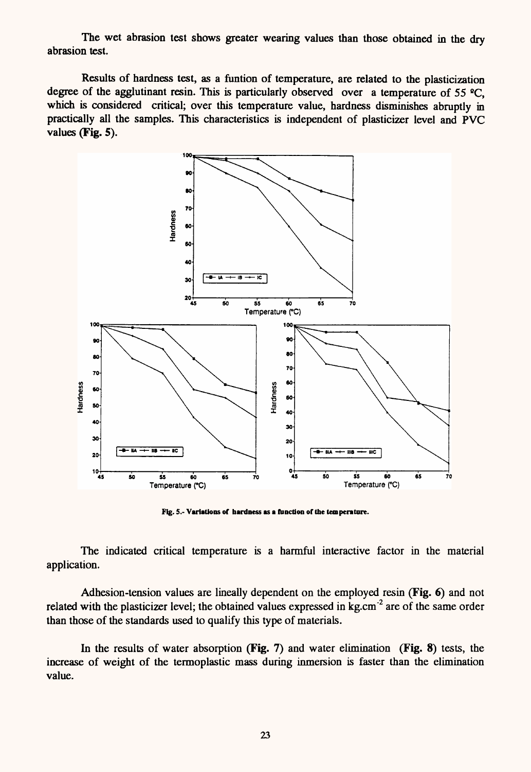The wet abrasion test shows greater wearing values than those obtained in the dry abrasion test.

Results of hardness test, as a funtion of temperature, are related to the plasticization degree of the agglutinant resin. This is particularly observed over a temperature of 55 ºC, which is considered critical; over this temperature value, hardness disminishes abruptly in practically all the samples. This characteristics is independent of plasticizer level and PVC values **(Fig. 5)**.

**Fig. 5.- Variations of hardness as a function of the temperature.**

The indicated critical temperature is a harmful interactive factor in the material application.

Adhesion-tension values are lineally dependent on the employed resin **(Fig. 6)** and not related with the plasticizer level; the obtained values expressed in $kg.cm^{-2}$ are of the same order than those of the standards used to qualify this type of materials.

In the results of water absorption **(Fig. 7)** and water elimination **(Fig. 8)** tests, the increase of weight of the termoplastic mass during inmersion is faster than the elimination value.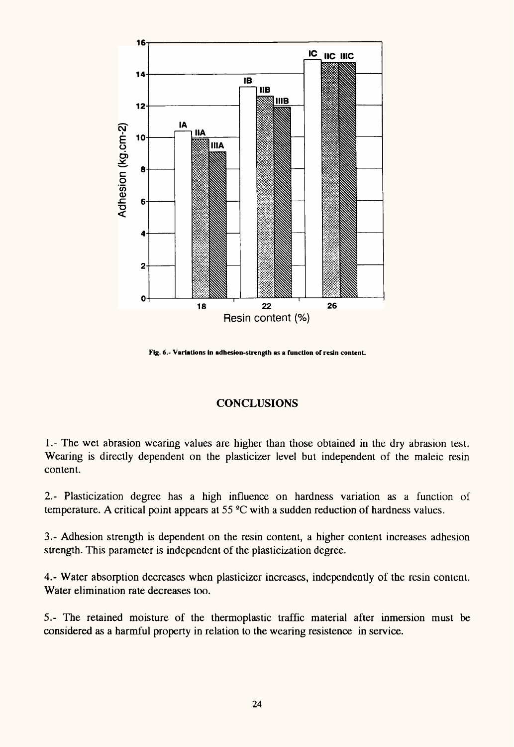Fig. 6.- Variations in adhesion-strength as a function of resin content.

## CONCLUSIONS

1.- The wet abrasion wearing values are higher than those obtained in the dry abrasion test. Wearing is directly dependent on the plasticizer level but independent of the maleic resin content.

2.- Plasticization degree has a high influence on hardness variation as a function of temperature. A critical point appears at 55 ºC with a sudden reduction of hardness values.

3.- Adhesion strength is dependent on the resin content, a higher content increases adhesion strength. This parameter is independent of the plasticization degree.

4.- Water absorption decreases when plasticizer increases, independently of the resin content. Water elimination rate decreases too.

5.- The retained moisture of the thermoplastic traffic material after inmersion must be considered as a harmful property in relation to the wearing resistence in service.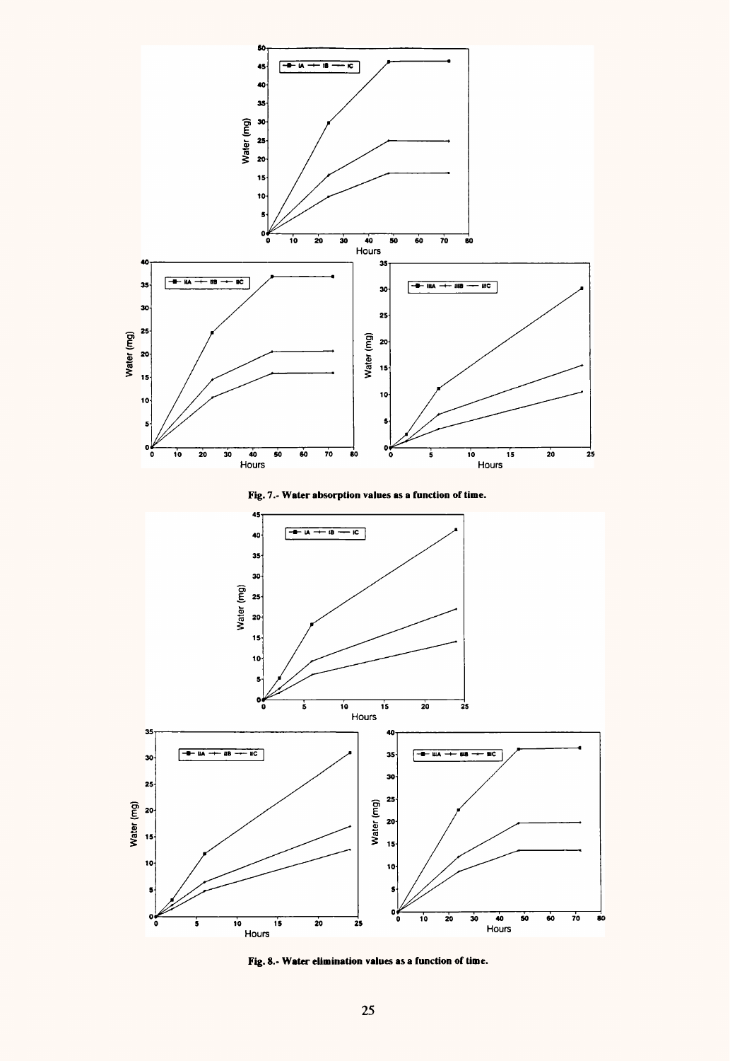Fig. 7.- Water absorption values as a function of time.

Fig. 8.- Water elimination values as a function of time.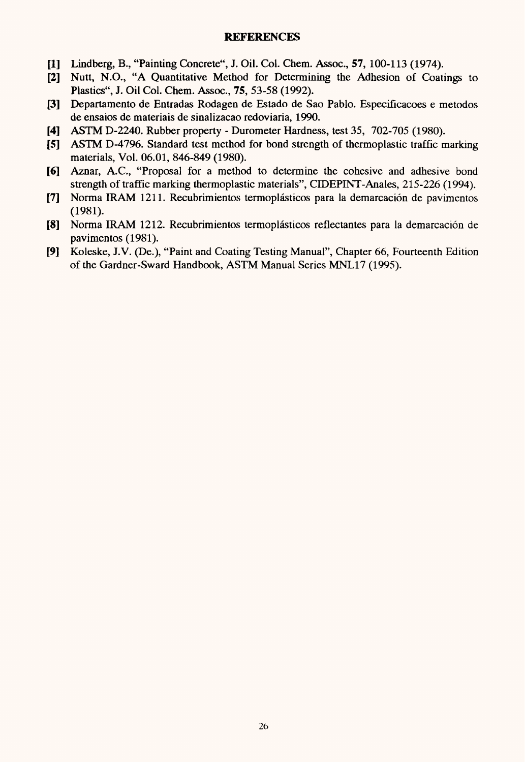**REFERENCES**

**[1]** Lindberg, B., "Painting Concrete", J. Oil. Col. Chem. Assoc., **57**, 100-113 (1974).

**[2]** Nutt, N.O., "A Quantitative Method for Determining the Adhesion of Coatings to Plastics", J. Oil Col. Chem. Assoc., **75**, 53-58 (1992).

**[3]** Departamento de Entradas Rodagen de Estado de Sao Pablo. Especificacoes e metodos de ensaios de materiais de sinalizacao redoviaria, 1990.

**[4]** ASTM D-2240. Rubber property - Durometer Hardness, test 35, 702-705 (1980).

**[5]** ASTM D-4796. Standard test method for bond strength of thermoplastic traffic marking materials, Vol. 06.01, 846-849 (1980).

**[6]** Aznar, A.C., "Proposal for a method to determine the cohesive and adhesive bond strength of traffic marking thermoplastic materials", CIDEPINT-Anales, 215-226 (1994).

**[7]** Norma IRAM 1211. Recubrimientos termoplásticos para la demarcación de pavimentos (1981).

**[8]** Norma IRAM 1212. Recubrimientos termoplásticos reflectantes para la demarcación de pavimentos (1981).

**[9]** Koleske, J.V. (De.), "Paint and Coating Testing Manual", Chapter 66, Fourteenth Edition of the Gardner-Sward Handbook, ASTM Manual Series MNL17 (1995).